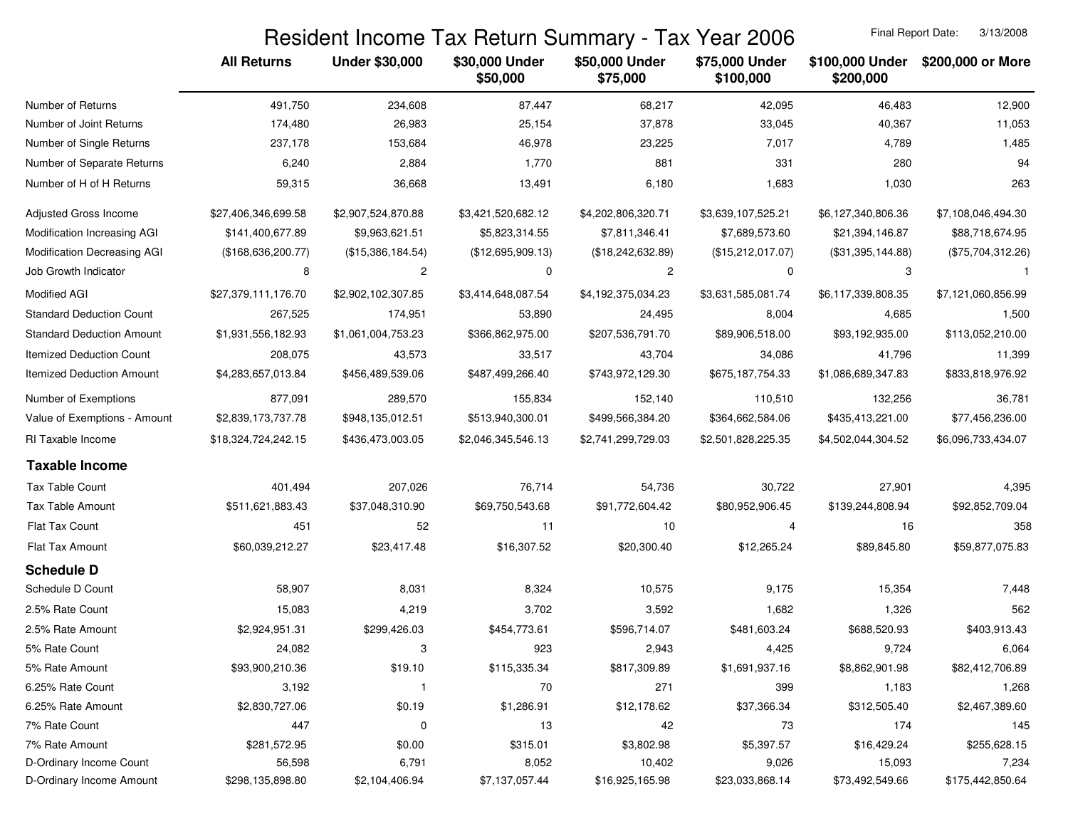# Resident Income Tax Return Summary - Tax Year 2006

Final Report Date: 3/13/2008

| | All Returns | Under $30,000 | $30,000 Under $50,000 | $50,000 Under $75,000 | $75,000 Under $100,000 | $100,000 Under $200,000 | $200,000 or More |
|---|---|---|---|---|---|---|---|
| Number of Returns | 491,750 | 234,608 | 87,447 | 68,217 | 42,095 | 46,483 | 12,900 |
| Number of Joint Returns | 174,480 | 26,983 | 25,154 | 37,878 | 33,045 | 40,367 | 11,053 |
| Number of Single Returns | 237,178 | 153,684 | 46,978 | 23,225 | 7,017 | 4,789 | 1,485 |
| Number of Separate Returns | 6,240 | 2,884 | 1,770 | 881 | 331 | 280 | 94 |
| Number of H of H Returns | 59,315 | 36,668 | 13,491 | 6,180 | 1,683 | 1,030 | 263 |
| Adjusted Gross Income | $27,406,346,699.58 | $2,907,524,870.88 | $3,421,520,682.12 | $4,202,806,320.71 | $3,639,107,525.21 | $6,127,340,806.36 | $7,108,046,494.30 |
| Modification Increasing AGI | $141,400,677.89 | $9,963,621.51 | $5,823,314.55 | $7,811,346.41 | $7,689,573.60 | $21,394,146.87 | $88,718,674.95 |
| Modification Decreasing AGI | ($168,636,200.77) | ($15,386,184.54) | ($12,695,909.13) | ($18,242,632.89) | ($15,212,017.07) | ($31,395,144.88) | ($75,704,312.26) |
| Job Growth Indicator | 8 | 2 | 0 | 2 | 0 | 3 | 1 |
| Modified AGI | $27,379,111,176.70 | $2,902,102,307.85 | $3,414,648,087.54 | $4,192,375,034.23 | $3,631,585,081.74 | $6,117,339,808.35 | $7,121,060,856.99 |
| Standard Deduction Count | 267,525 | 174,951 | 53,890 | 24,495 | 8,004 | 4,685 | 1,500 |
| Standard Deduction Amount | $1,931,556,182.93 | $1,061,004,753.23 | $366,862,975.00 | $207,536,791.70 | $89,906,518.00 | $93,192,935.00 | $113,052,210.00 |
| Itemized Deduction Count | 208,075 | 43,573 | 33,517 | 43,704 | 34,086 | 41,796 | 11,399 |
| Itemized Deduction Amount | $4,283,657,013.84 | $456,489,539.06 | $487,499,266.40 | $743,972,129.30 | $675,187,754.33 | $1,086,689,347.83 | $833,818,976.92 |
| Number of Exemptions | 877,091 | 289,570 | 155,834 | 152,140 | 110,510 | 132,256 | 36,781 |
| Value of Exemptions - Amount | $2,839,173,737.78 | $948,135,012.51 | $513,940,300.01 | $499,566,384.20 | $364,662,584.06 | $435,413,221.00 | $77,456,236.00 |
| RI Taxable Income | $18,324,724,242.15 | $436,473,003.05 | $2,046,345,546.13 | $2,741,299,729.03 | $2,501,828,225.35 | $4,502,044,304.52 | $6,096,733,434.07 |
| **Taxable Income** | | | | | | | |
| Tax Table Count | 401,494 | 207,026 | 76,714 | 54,736 | 30,722 | 27,901 | 4,395 |
| Tax Table Amount | $511,621,883.43 | $37,048,310.90 | $69,750,543.68 | $91,772,604.42 | $80,952,906.45 | $139,244,808.94 | $92,852,709.04 |
| Flat Tax Count | 451 | 52 | 11 | 10 | 4 | 16 | 358 |
| Flat Tax Amount | $60,039,212.27 | $23,417.48 | $16,307.52 | $20,300.40 | $12,265.24 | $89,845.80 | $59,877,075.83 |
| **Schedule D** | | | | | | | |
| Schedule D Count | 58,907 | 8,031 | 8,324 | 10,575 | 9,175 | 15,354 | 7,448 |
| 2.5% Rate Count | 15,083 | 4,219 | 3,702 | 3,592 | 1,682 | 1,326 | 562 |
| 2.5% Rate Amount | $2,924,951.31 | $299,426.03 | $454,773.61 | $596,714.07 | $481,603.24 | $688,520.93 | $403,913.43 |
| 5% Rate Count | 24,082 | 3 | 923 | 2,943 | 4,425 | 9,724 | 6,064 |
| 5% Rate Amount | $93,900,210.36 | $19.10 | $115,335.34 | $817,309.89 | $1,691,937.16 | $8,862,901.98 | $82,412,706.89 |
| 6.25% Rate Count | 3,192 | 1 | 70 | 271 | 399 | 1,183 | 1,268 |
| 6.25% Rate Amount | $2,830,727.06 | $0.19 | $1,286.91 | $12,178.62 | $37,366.34 | $312,505.40 | $2,467,389.60 |
| 7% Rate Count | 447 | 0 | 13 | 42 | 73 | 174 | 145 |
| 7% Rate Amount | $281,572.95 | $0.00 | $315.01 | $3,802.98 | $5,397.57 | $16,429.24 | $255,628.15 |
| D-Ordinary Income Count | 56,598 | 6,791 | 8,052 | 10,402 | 9,026 | 15,093 | 7,234 |
| D-Ordinary Income Amount | $298,135,898.80 | $2,104,406.94 | $7,137,057.44 | $16,925,165.98 | $23,033,868.14 | $73,492,549.66 | $175,442,850.64 |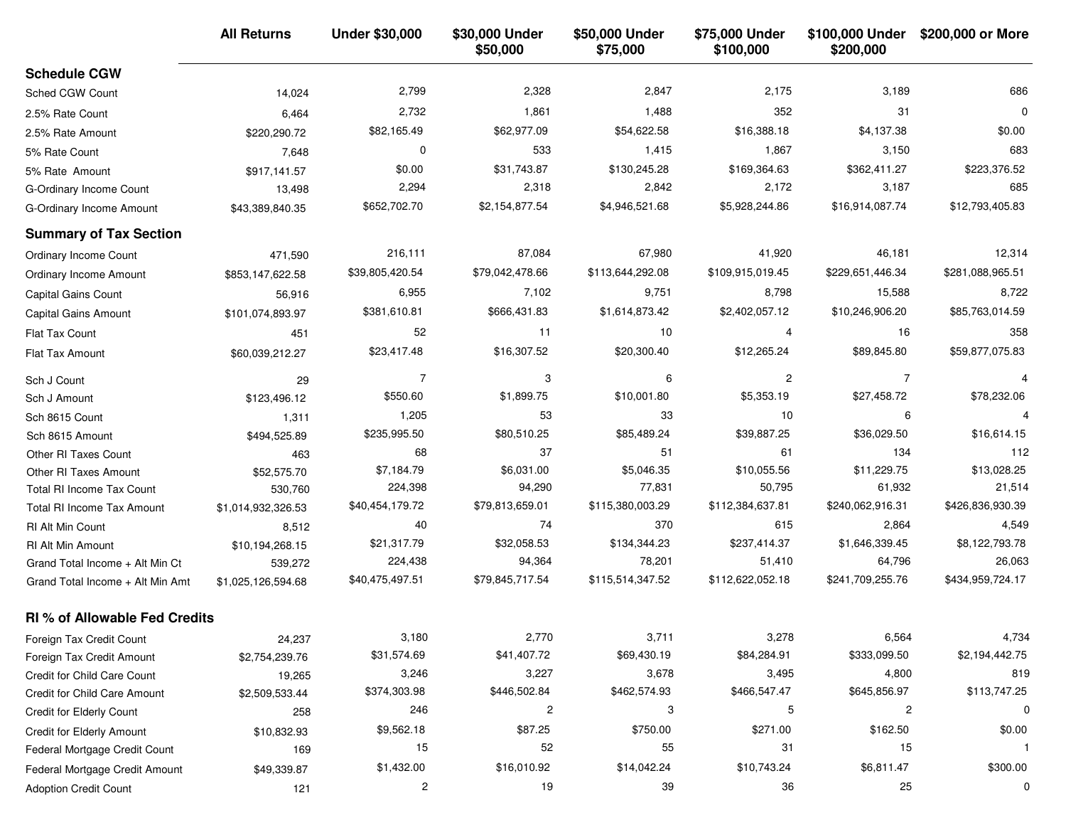| | All Returns | Under $30,000 | $30,000 Under $50,000 | $50,000 Under $75,000 | $75,000 Under $100,000 | $100,000 Under $200,000 | $200,000 or More |
|---|---|---|---|---|---|---|---|
| **Schedule CGW** | | | | | | | |
| Sched CGW Count | 14,024 | 2,799 | 2,328 | 2,847 | 2,175 | 3,189 | 686 |
| 2.5% Rate Count | 6,464 | 2,732 | 1,861 | 1,488 | 352 | 31 | 0 |
| 2.5% Rate Amount | $220,290.72 | $82,165.49 | $62,977.09 | $54,622.58 | $16,388.18 | $4,137.38 | $0.00 |
| 5% Rate Count | 7,648 | 0 | 533 | 1,415 | 1,867 | 3,150 | 683 |
| 5% Rate Amount | $917,141.57 | $0.00 | $31,743.87 | $130,245.28 | $169,364.63 | $362,411.27 | $223,376.52 |
| G-Ordinary Income Count | 13,498 | 2,294 | 2,318 | 2,842 | 2,172 | 3,187 | 685 |
| G-Ordinary Income Amount | $43,389,840.35 | $652,702.70 | $2,154,877.54 | $4,946,521.68 | $5,928,244.86 | $16,914,087.74 | $12,793,405.83 |
| **Summary of Tax Section** | | | | | | | |
| Ordinary Income Count | 471,590 | 216,111 | 87,084 | 67,980 | 41,920 | 46,181 | 12,314 |
| Ordinary Income Amount | $853,147,622.58 | $39,805,420.54 | $79,042,478.66 | $113,644,292.08 | $109,915,019.45 | $229,651,446.34 | $281,088,965.51 |
| Capital Gains Count | 56,916 | 6,955 | 7,102 | 9,751 | 8,798 | 15,588 | 8,722 |
| Capital Gains Amount | $101,074,893.97 | $381,610.81 | $666,431.83 | $1,614,873.42 | $2,402,057.12 | $10,246,906.20 | $85,763,014.59 |
| Flat Tax Count | 451 | 52 | 11 | 10 | 4 | 16 | 358 |
| Flat Tax Amount | $60,039,212.27 | $23,417.48 | $16,307.52 | $20,300.40 | $12,265.24 | $89,845.80 | $59,877,075.83 |
| Sch J Count | 29 | 7 | 3 | 6 | 2 | 7 | 4 |
| Sch J Amount | $123,496.12 | $550.60 | $1,899.75 | $10,001.80 | $5,353.19 | $27,458.72 | $78,232.06 |
| Sch 8615 Count | 1,311 | 1,205 | 53 | 33 | 10 | 6 | 4 |
| Sch 8615 Amount | $494,525.89 | $235,995.50 | $80,510.25 | $85,489.24 | $39,887.25 | $36,029.50 | $16,614.15 |
| Other RI Taxes Count | 463 | 68 | 37 | 51 | 61 | 134 | 112 |
| Other RI Taxes Amount | $52,575.70 | $7,184.79 | $6,031.00 | $5,046.35 | $10,055.56 | $11,229.75 | $13,028.25 |
| Total RI Income Tax Count | 530,760 | 224,398 | 94,290 | 77,831 | 50,795 | 61,932 | 21,514 |
| Total RI Income Tax Amount | $1,014,932,326.53 | $40,454,179.72 | $79,813,659.01 | $115,380,003.29 | $112,384,637.81 | $240,062,916.31 | $426,836,930.39 |
| RI Alt Min Count | 8,512 | 40 | 74 | 370 | 615 | 2,864 | 4,549 |
| RI Alt Min Amount | $10,194,268.15 | $21,317.79 | $32,058.53 | $134,344.23 | $237,414.37 | $1,646,339.45 | $8,122,793.78 |
| Grand Total Income + Alt Min Ct | 539,272 | 224,438 | 94,364 | 78,201 | 51,410 | 64,796 | 26,063 |
| Grand Total Income + Alt Min Amt | $1,025,126,594.68 | $40,475,497.51 | $79,845,717.54 | $115,514,347.52 | $112,622,052.18 | $241,709,255.76 | $434,959,724.17 |
| **RI % of Allowable Fed Credits** | | | | | | | |
| Foreign Tax Credit Count | 24,237 | 3,180 | 2,770 | 3,711 | 3,278 | 6,564 | 4,734 |
| Foreign Tax Credit Amount | $2,754,239.76 | $31,574.69 | $41,407.72 | $69,430.19 | $84,284.91 | $333,099.50 | $2,194,442.75 |
| Credit for Child Care Count | 19,265 | 3,246 | 3,227 | 3,678 | 3,495 | 4,800 | 819 |
| Credit for Child Care Amount | $2,509,533.44 | $374,303.98 | $446,502.84 | $462,574.93 | $466,547.47 | $645,856.97 | $113,747.25 |
| Credit for Elderly Count | 258 | 246 | 2 | 3 | 5 | 2 | 0 |
| Credit for Elderly Amount | $10,832.93 | $9,562.18 | $87.25 | $750.00 | $271.00 | $162.50 | $0.00 |
| Federal Mortgage Credit Count | 169 | 15 | 52 | 55 | 31 | 15 | 1 |
| Federal Mortgage Credit Amount | $49,339.87 | $1,432.00 | $16,010.92 | $14,042.24 | $10,743.24 | $6,811.47 | $300.00 |
| Adoption Credit Count | 121 | 2 | 19 | 39 | 36 | 25 | 0 |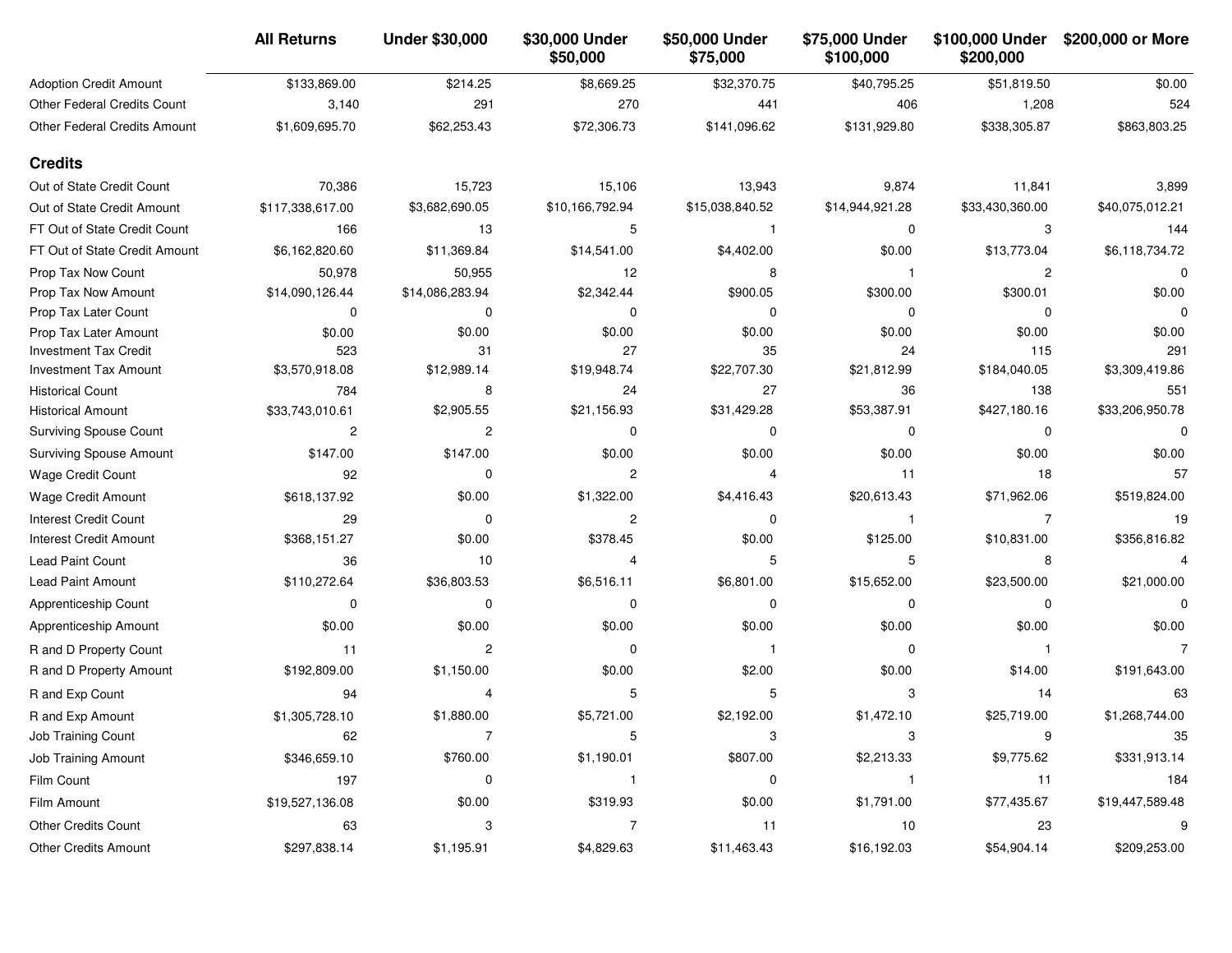| | All Returns | Under $30,000 | $30,000 Under $50,000 | $50,000 Under $75,000 | $75,000 Under $100,000 | $100,000 Under $200,000 | $200,000 or More |
|---|---|---|---|---|---|---|---|
| Adoption Credit Amount | $133,869.00 | $214.25 | $8,669.25 | $32,370.75 | $40,795.25 | $51,819.50 | $0.00 |
| Other Federal Credits Count | 3,140 | 291 | 270 | 441 | 406 | 1,208 | 524 |
| Other Federal Credits Amount | $1,609,695.70 | $62,253.43 | $72,306.73 | $141,096.62 | $131,929.80 | $338,305.87 | $863,803.25 |
| **Credits** | | | | | | | |
| Out of State Credit Count | 70,386 | 15,723 | 15,106 | 13,943 | 9,874 | 11,841 | 3,899 |
| Out of State Credit Amount | $117,338,617.00 | $3,682,690.05 | $10,166,792.94 | $15,038,840.52 | $14,944,921.28 | $33,430,360.00 | $40,075,012.21 |
| FT Out of State Credit Count | 166 | 13 | 5 | 1 | 0 | 3 | 144 |
| FT Out of State Credit Amount | $6,162,820.60 | $11,369.84 | $14,541.00 | $4,402.00 | $0.00 | $13,773.04 | $6,118,734.72 |
| Prop Tax Now Count | 50,978 | 50,955 | 12 | 8 | 1 | 2 | 0 |
| Prop Tax Now Amount | $14,090,126.44 | $14,086,283.94 | $2,342.44 | $900.05 | $300.00 | $300.01 | $0.00 |
| Prop Tax Later Count | 0 | 0 | 0 | 0 | 0 | 0 | 0 |
| Prop Tax Later Amount | $0.00 | $0.00 | $0.00 | $0.00 | $0.00 | $0.00 | $0.00 |
| Investment Tax Credit | 523 | 31 | 27 | 35 | 24 | 115 | 291 |
| Investment Tax Amount | $3,570,918.08 | $12,989.14 | $19,948.74 | $22,707.30 | $21,812.99 | $184,040.05 | $3,309,419.86 |
| Historical Count | 784 | 8 | 24 | 27 | 36 | 138 | 551 |
| Historical Amount | $33,743,010.61 | $2,905.55 | $21,156.93 | $31,429.28 | $53,387.91 | $427,180.16 | $33,206,950.78 |
| Surviving Spouse Count | 2 | 2 | 0 | 0 | 0 | 0 | 0 |
| Surviving Spouse Amount | $147.00 | $147.00 | $0.00 | $0.00 | $0.00 | $0.00 | $0.00 |
| Wage Credit Count | 92 | 0 | 2 | 4 | 11 | 18 | 57 |
| Wage Credit Amount | $618,137.92 | $0.00 | $1,322.00 | $4,416.43 | $20,613.43 | $71,962.06 | $519,824.00 |
| Interest Credit Count | 29 | 0 | 2 | 0 | 1 | 7 | 19 |
| Interest Credit Amount | $368,151.27 | $0.00 | $378.45 | $0.00 | $125.00 | $10,831.00 | $356,816.82 |
| Lead Paint Count | 36 | 10 | 4 | 5 | 5 | 8 | 4 |
| Lead Paint Amount | $110,272.64 | $36,803.53 | $6,516.11 | $6,801.00 | $15,652.00 | $23,500.00 | $21,000.00 |
| Apprenticeship Count | 0 | 0 | 0 | 0 | 0 | 0 | 0 |
| Apprenticeship Amount | $0.00 | $0.00 | $0.00 | $0.00 | $0.00 | $0.00 | $0.00 |
| R and D Property Count | 11 | 2 | 0 | 1 | 0 | 1 | 7 |
| R and D Property Amount | $192,809.00 | $1,150.00 | $0.00 | $2.00 | $0.00 | $14.00 | $191,643.00 |
| R and Exp Count | 94 | 4 | 5 | 5 | 3 | 14 | 63 |
| R and Exp Amount | $1,305,728.10 | $1,880.00 | $5,721.00 | $2,192.00 | $1,472.10 | $25,719.00 | $1,268,744.00 |
| Job Training Count | 62 | 7 | 5 | 3 | 3 | 9 | 35 |
| Job Training Amount | $346,659.10 | $760.00 | $1,190.01 | $807.00 | $2,213.33 | $9,775.62 | $331,913.14 |
| Film Count | 197 | 0 | 1 | 0 | 1 | 11 | 184 |
| Film Amount | $19,527,136.08 | $0.00 | $319.93 | $0.00 | $1,791.00 | $77,435.67 | $19,447,589.48 |
| Other Credits Count | 63 | 3 | 7 | 11 | 10 | 23 | 9 |
| Other Credits Amount | $297,838.14 | $1,195.91 | $4,829.63 | $11,463.43 | $16,192.03 | $54,904.14 | $209,253.00 |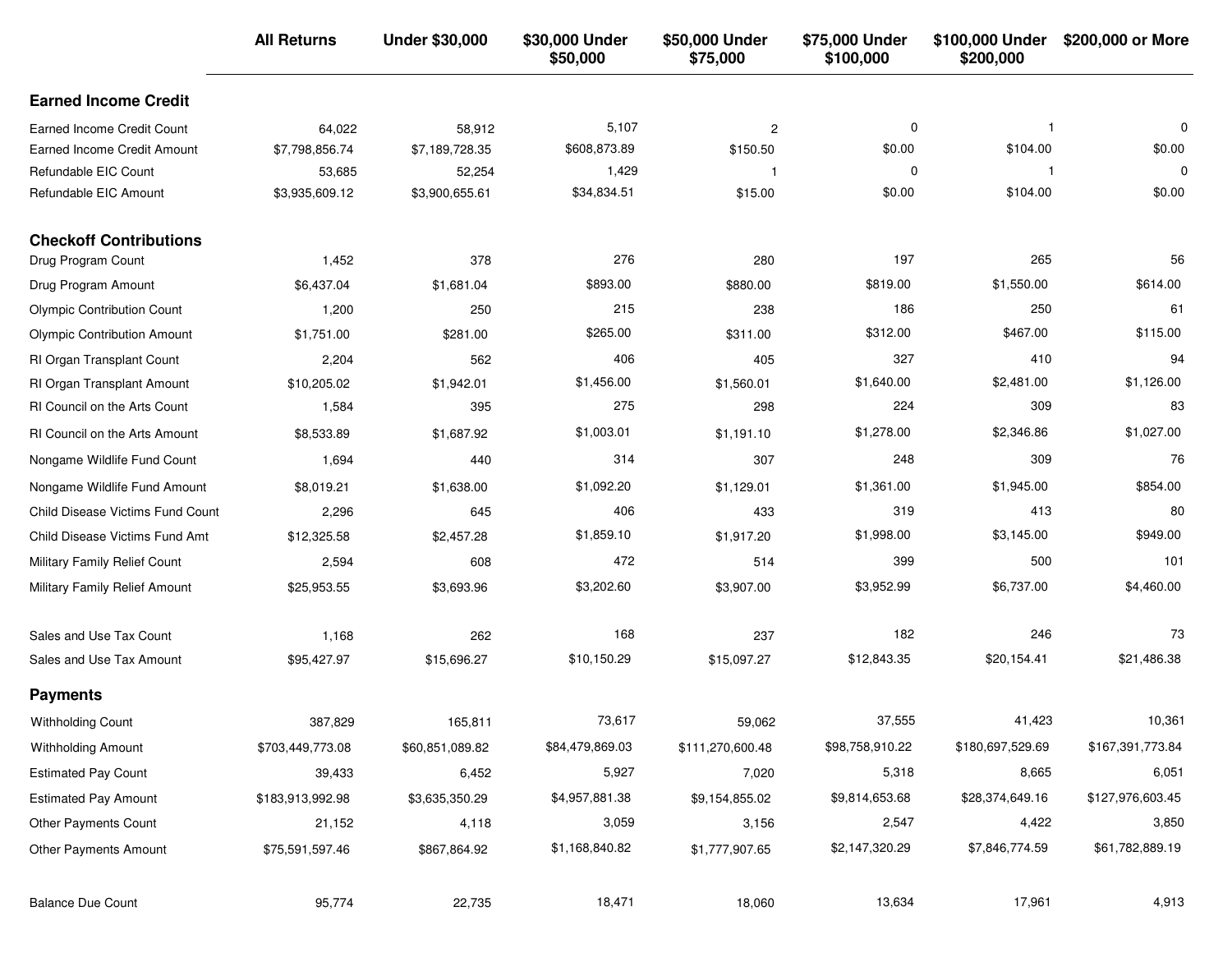| | All Returns | Under $30,000 | $30,000 Under $50,000 | $50,000 Under $75,000 | $75,000 Under $100,000 | $100,000 Under $200,000 | $200,000 or More |
|---|---|---|---|---|---|---|---|
| **Earned Income Credit** | | | | | | | |
| Earned Income Credit Count | 64,022 | 58,912 | 5,107 | 2 | 0 | 1 | 0 |
| Earned Income Credit Amount | $7,798,856.74 | $7,189,728.35 | $608,873.89 | $150.50 | $0.00 | $104.00 | $0.00 |
| Refundable EIC Count | 53,685 | 52,254 | 1,429 | 1 | 0 | 1 | 0 |
| Refundable EIC Amount | $3,935,609.12 | $3,900,655.61 | $34,834.51 | $15.00 | $0.00 | $104.00 | $0.00 |
| **Checkoff Contributions** | | | | | | | |
| Drug Program Count | 1,452 | 378 | 276 | 280 | 197 | 265 | 56 |
| Drug Program Amount | $6,437.04 | $1,681.04 | $893.00 | $880.00 | $819.00 | $1,550.00 | $614.00 |
| Olympic Contribution Count | 1,200 | 250 | 215 | 238 | 186 | 250 | 61 |
| Olympic Contribution Amount | $1,751.00 | $281.00 | $265.00 | $311.00 | $312.00 | $467.00 | $115.00 |
| RI Organ Transplant Count | 2,204 | 562 | 406 | 405 | 327 | 410 | 94 |
| RI Organ Transplant Amount | $10,205.02 | $1,942.01 | $1,456.00 | $1,560.01 | $1,640.00 | $2,481.00 | $1,126.00 |
| RI Council on the Arts Count | 1,584 | 395 | 275 | 298 | 224 | 309 | 83 |
| RI Council on the Arts Amount | $8,533.89 | $1,687.92 | $1,003.01 | $1,191.10 | $1,278.00 | $2,346.86 | $1,027.00 |
| Nongame Wildlife Fund Count | 1,694 | 440 | 314 | 307 | 248 | 309 | 76 |
| Nongame Wildlife Fund Amount | $8,019.21 | $1,638.00 | $1,092.20 | $1,129.01 | $1,361.00 | $1,945.00 | $854.00 |
| Child Disease Victims Fund Count | 2,296 | 645 | 406 | 433 | 319 | 413 | 80 |
| Child Disease Victims Fund Amt | $12,325.58 | $2,457.28 | $1,859.10 | $1,917.20 | $1,998.00 | $3,145.00 | $949.00 |
| Military Family Relief Count | 2,594 | 608 | 472 | 514 | 399 | 500 | 101 |
| Military Family Relief Amount | $25,953.55 | $3,693.96 | $3,202.60 | $3,907.00 | $3,952.99 | $6,737.00 | $4,460.00 |
| Sales and Use Tax Count | 1,168 | 262 | 168 | 237 | 182 | 246 | 73 |
| Sales and Use Tax Amount | $95,427.97 | $15,696.27 | $10,150.29 | $15,097.27 | $12,843.35 | $20,154.41 | $21,486.38 |
| **Payments** | | | | | | | |
| Withholding Count | 387,829 | 165,811 | 73,617 | 59,062 | 37,555 | 41,423 | 10,361 |
| Withholding Amount | $703,449,773.08 | $60,851,089.82 | $84,479,869.03 | $111,270,600.48 | $98,758,910.22 | $180,697,529.69 | $167,391,773.84 |
| Estimated Pay Count | 39,433 | 6,452 | 5,927 | 7,020 | 5,318 | 8,665 | 6,051 |
| Estimated Pay Amount | $183,913,992.98 | $3,635,350.29 | $4,957,881.38 | $9,154,855.02 | $9,814,653.68 | $28,374,649.16 | $127,976,603.45 |
| Other Payments Count | 21,152 | 4,118 | 3,059 | 3,156 | 2,547 | 4,422 | 3,850 |
| Other Payments Amount | $75,591,597.46 | $867,864.92 | $1,168,840.82 | $1,777,907.65 | $2,147,320.29 | $7,846,774.59 | $61,782,889.19 |
| Balance Due Count | 95,774 | 22,735 | 18,471 | 18,060 | 13,634 | 17,961 | 4,913 |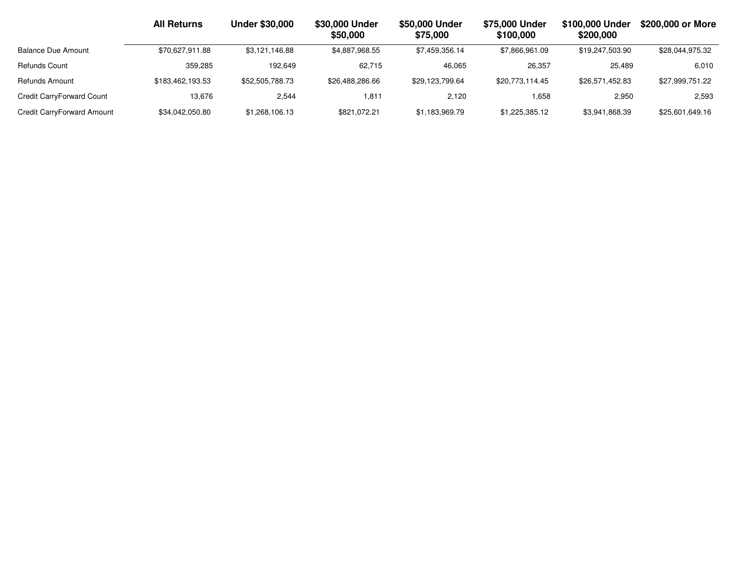| | All Returns | Under $30,000 | $30,000 Under $50,000 | $50,000 Under $75,000 | $75,000 Under $100,000 | $100,000 Under $200,000 | $200,000 or More |
|---|---|---|---|---|---|---|---|
| Balance Due Amount | $70,627,911.88 | $3,121,146.88 | $4,887,968.55 | $7,459,356.14 | $7,866,961.09 | $19,247,503.90 | $28,044,975.32 |
| Refunds Count | 359,285 | 192,649 | 62,715 | 46,065 | 26,357 | 25,489 | 6,010 |
| Refunds Amount | $183,462,193.53 | $52,505,788.73 | $26,488,286.66 | $29,123,799.64 | $20,773,114.45 | $26,571,452.83 | $27,999,751.22 |
| Credit CarryForward Count | 13,676 | 2,544 | 1,811 | 2,120 | 1,658 | 2,950 | 2,593 |
| Credit CarryForward Amount | $34,042,050.80 | $1,268,106.13 | $821,072.21 | $1,183,969.79 | $1,225,385.12 | $3,941,868.39 | $25,601,649.16 |